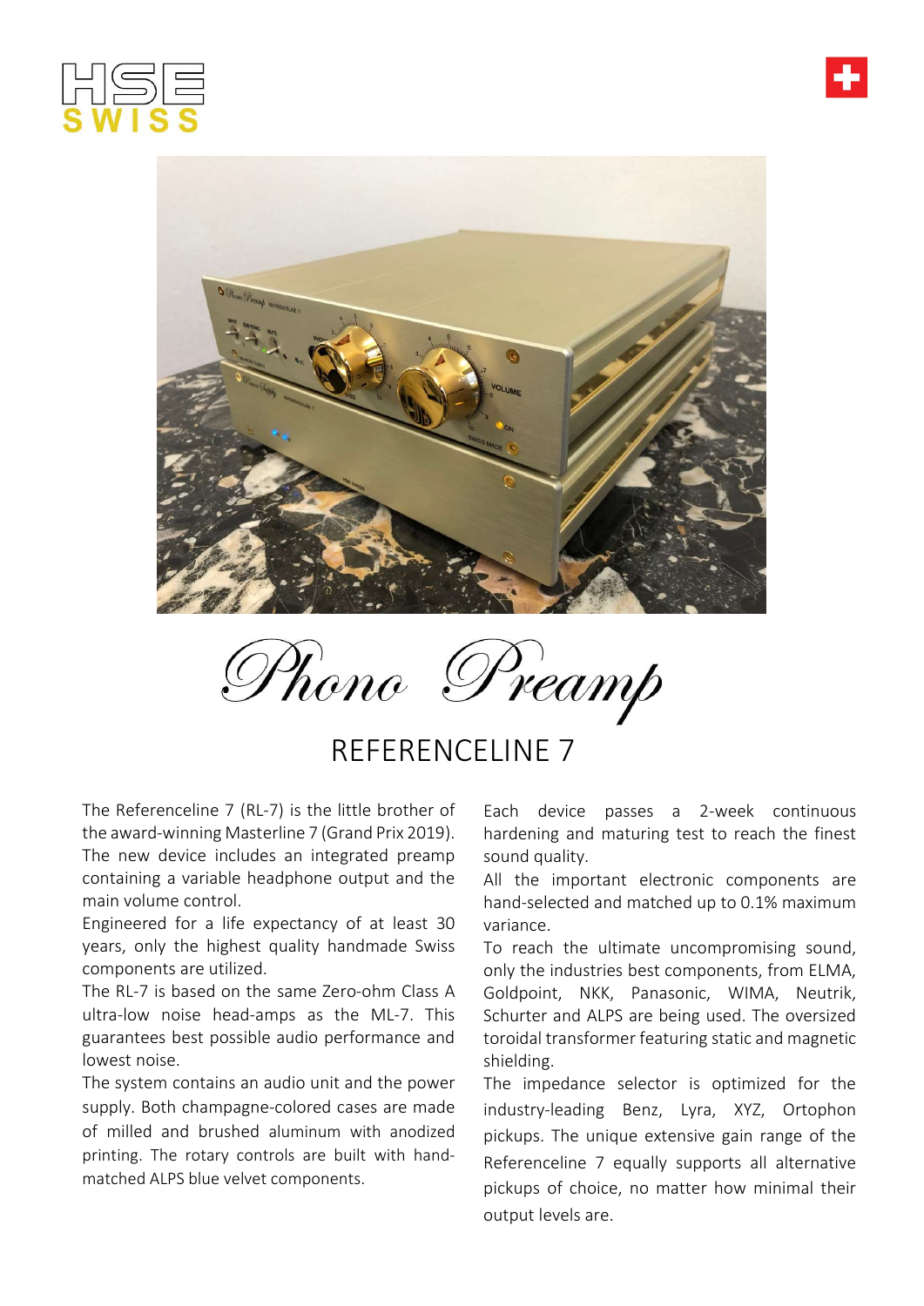HSE SWISS

# Phono Preamp

## REFERENCELINE 7

The Referenceline 7 (RL-7) is the little brother of the award-winning Masterline 7 (Grand Prix 2019). The new device includes an integrated preamp containing a variable headphone output and the main volume control.

Engineered for a life expectancy of at least 30 years, only the highest quality handmade Swiss components are utilized.

The RL-7 is based on the same Zero-ohm Class A ultra-low noise head-amps as the ML-7. This guarantees best possible audio performance and lowest noise.

The system contains an audio unit and the power supply. Both champagne-colored cases are made of milled and brushed aluminum with anodized printing. The rotary controls are built with hand-matched ALPS blue velvet components.

Each device passes a 2-week continuous hardening and maturing test to reach the finest sound quality.

All the important electronic components are hand-selected and matched up to 0.1% maximum variance.

To reach the ultimate uncompromising sound, only the industries best components, from ELMA, Goldpoint, NKK, Panasonic, WIMA, Neutrik, Schurter and ALPS are being used. The oversized toroidal transformer featuring static and magnetic shielding.

The impedance selector is optimized for the industry-leading Benz, Lyra, XYZ, Ortophon pickups. The unique extensive gain range of the Referenceline 7 equally supports all alternative pickups of choice, no matter how minimal their output levels are.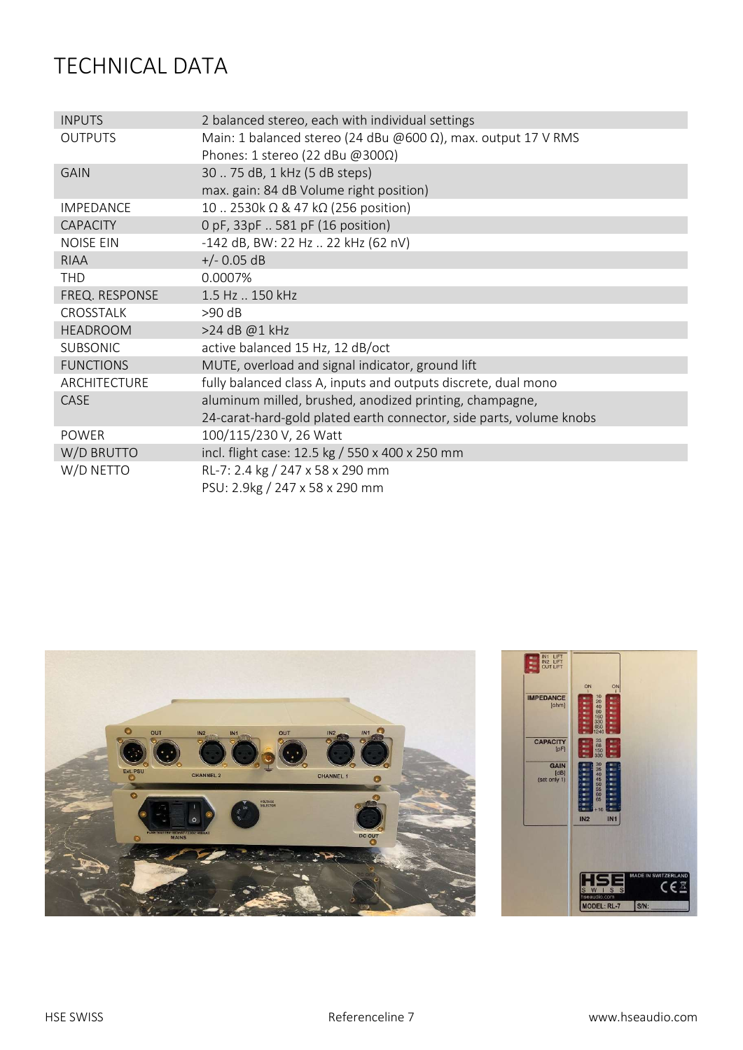# TECHNICAL DATA

| | |
|---|---|
| INPUTS | 2 balanced stereo, each with individual settings |
| OUTPUTS | Main: 1 balanced stereo (24 dBu @600 Ω), max. output 17 V RMS<br>Phones: 1 stereo (22 dBu @300Ω) |
| GAIN | 30 .. 75 dB, 1 kHz (5 dB steps)<br>max. gain: 84 dB Volume right position) |
| IMPEDANCE | 10 .. 2530k Ω & 47 kΩ (256 position) |
| CAPACITY | 0 pF, 33pF .. 581 pF (16 position) |
| NOISE EIN | -142 dB, BW: 22 Hz .. 22 kHz (62 nV) |
| RIAA | +/- 0.05 dB |
| THD | 0.0007% |
| FREQ. RESPONSE | 1.5 Hz .. 150 kHz |
| CROSSTALK | >90 dB |
| HEADROOM | >24 dB @1 kHz |
| SUBSONIC | active balanced 15 Hz, 12 dB/oct |
| FUNCTIONS | MUTE, overload and signal indicator, ground lift |
| ARCHITECTURE | fully balanced class A, inputs and outputs discrete, dual mono |
| CASE | aluminum milled, brushed, anodized printing, champagne,<br>24-carat-hard-gold plated earth connector, side parts, volume knobs |
| POWER | 100/115/230 V, 26 Watt |
| W/D BRUTTO | incl. flight case: 12.5 kg / 550 x 400 x 250 mm |
| W/D NETTO | RL-7: 2.4 kg / 247 x 58 x 290 mm<br>PSU: 2.9kg / 247 x 58 x 290 mm |